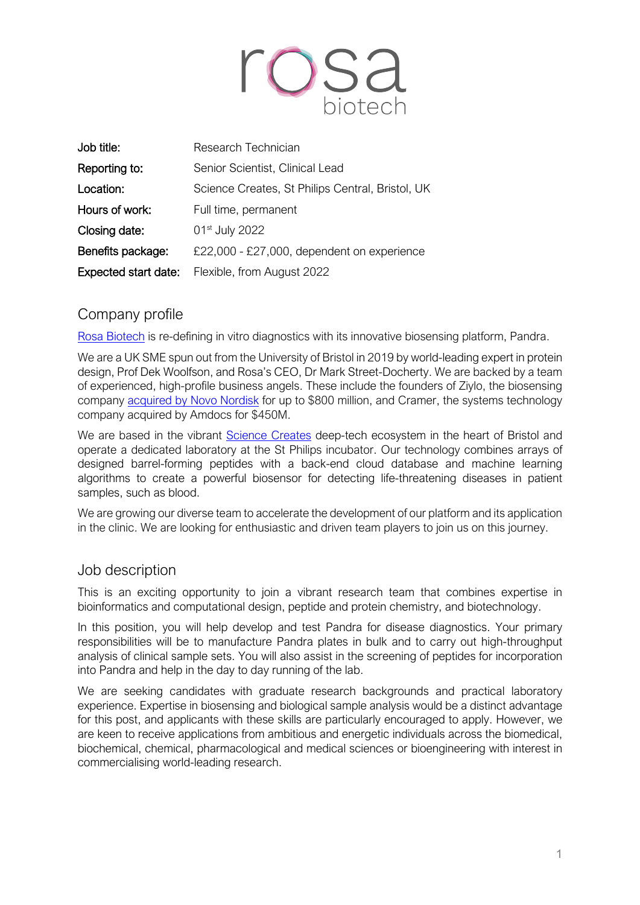rosa biotech

| Job title: | Research Technician |
| --- | --- |
| Reporting to: | Senior Scientist, Clinical Lead |
| Location: | Science Creates, St Philips Central, Bristol, UK |
| Hours of work: | Full time, permanent |
| Closing date: | 01st July 2022 |
| Benefits package: | £22,000 - £27,000, dependent on experience |
| Expected start date: | Flexible, from August 2022 |

## Company profile

Rosa Biotech is re-defining in vitro diagnostics with its innovative biosensing platform, Pandra.

We are a UK SME spun out from the University of Bristol in 2019 by world-leading expert in protein design, Prof Dek Woolfson, and Rosa's CEO, Dr Mark Street-Docherty. We are backed by a team of experienced, high-profile business angels. These include the founders of Ziylo, the biosensing company acquired by Novo Nordisk for up to $800 million, and Cramer, the systems technology company acquired by Amdocs for $450M.

We are based in the vibrant Science Creates deep-tech ecosystem in the heart of Bristol and operate a dedicated laboratory at the St Philips incubator. Our technology combines arrays of designed barrel-forming peptides with a back-end cloud database and machine learning algorithms to create a powerful biosensor for detecting life-threatening diseases in patient samples, such as blood.

We are growing our diverse team to accelerate the development of our platform and its application in the clinic. We are looking for enthusiastic and driven team players to join us on this journey.

## Job description

This is an exciting opportunity to join a vibrant research team that combines expertise in bioinformatics and computational design, peptide and protein chemistry, and biotechnology.

In this position, you will help develop and test Pandra for disease diagnostics. Your primary responsibilities will be to manufacture Pandra plates in bulk and to carry out high-throughput analysis of clinical sample sets. You will also assist in the screening of peptides for incorporation into Pandra and help in the day to day running of the lab.

We are seeking candidates with graduate research backgrounds and practical laboratory experience. Expertise in biosensing and biological sample analysis would be a distinct advantage for this post, and applicants with these skills are particularly encouraged to apply. However, we are keen to receive applications from ambitious and energetic individuals across the biomedical, biochemical, chemical, pharmacological and medical sciences or bioengineering with interest in commercialising world-leading research.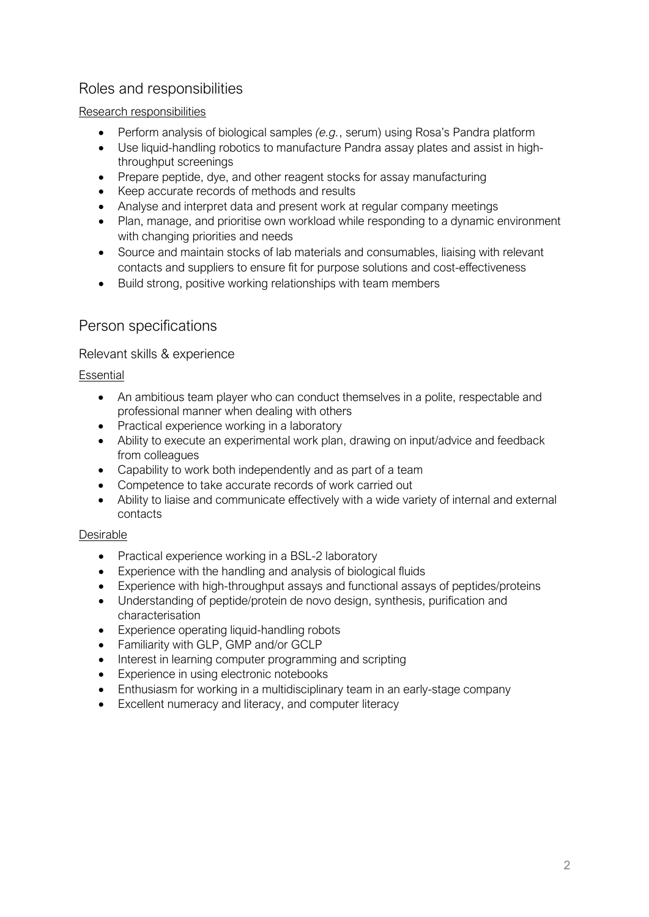## Roles and responsibilities

Research responsibilities

- Perform analysis of biological samples *(e.g.*, serum) using Rosa's Pandra platform
- Use liquid-handling robotics to manufacture Pandra assay plates and assist in high-throughput screenings
- Prepare peptide, dye, and other reagent stocks for assay manufacturing
- Keep accurate records of methods and results
- Analyse and interpret data and present work at regular company meetings
- Plan, manage, and prioritise own workload while responding to a dynamic environment with changing priorities and needs
- Source and maintain stocks of lab materials and consumables, liaising with relevant contacts and suppliers to ensure fit for purpose solutions and cost-effectiveness
- Build strong, positive working relationships with team members

## Person specifications

### Relevant skills & experience

Essential

- An ambitious team player who can conduct themselves in a polite, respectable and professional manner when dealing with others
- Practical experience working in a laboratory
- Ability to execute an experimental work plan, drawing on input/advice and feedback from colleagues
- Capability to work both independently and as part of a team
- Competence to take accurate records of work carried out
- Ability to liaise and communicate effectively with a wide variety of internal and external contacts

Desirable

- Practical experience working in a BSL-2 laboratory
- Experience with the handling and analysis of biological fluids
- Experience with high-throughput assays and functional assays of peptides/proteins
- Understanding of peptide/protein de novo design, synthesis, purification and characterisation
- Experience operating liquid-handling robots
- Familiarity with GLP, GMP and/or GCLP
- Interest in learning computer programming and scripting
- Experience in using electronic notebooks
- Enthusiasm for working in a multidisciplinary team in an early-stage company
- Excellent numeracy and literacy, and computer literacy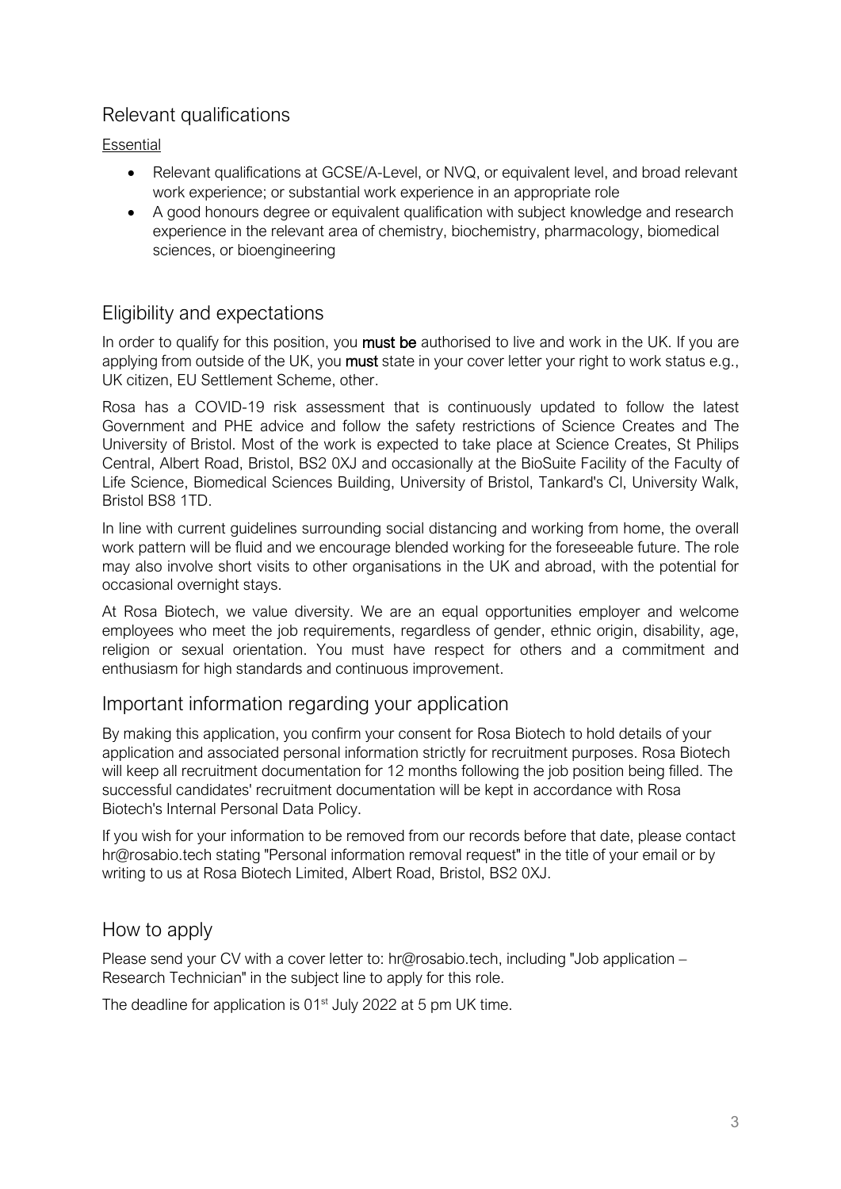## Relevant qualifications

Essential

- Relevant qualifications at GCSE/A-Level, or NVQ, or equivalent level, and broad relevant work experience; or substantial work experience in an appropriate role
- A good honours degree or equivalent qualification with subject knowledge and research experience in the relevant area of chemistry, biochemistry, pharmacology, biomedical sciences, or bioengineering

## Eligibility and expectations

In order to qualify for this position, you **must be** authorised to live and work in the UK. If you are applying from outside of the UK, you **must** state in your cover letter your right to work status e.g., UK citizen, EU Settlement Scheme, other.

Rosa has a COVID-19 risk assessment that is continuously updated to follow the latest Government and PHE advice and follow the safety restrictions of Science Creates and The University of Bristol. Most of the work is expected to take place at Science Creates, St Philips Central, Albert Road, Bristol, BS2 0XJ and occasionally at the BioSuite Facility of the Faculty of Life Science, Biomedical Sciences Building, University of Bristol, Tankard's Cl, University Walk, Bristol BS8 1TD.

In line with current guidelines surrounding social distancing and working from home, the overall work pattern will be fluid and we encourage blended working for the foreseeable future. The role may also involve short visits to other organisations in the UK and abroad, with the potential for occasional overnight stays.

At Rosa Biotech, we value diversity. We are an equal opportunities employer and welcome employees who meet the job requirements, regardless of gender, ethnic origin, disability, age, religion or sexual orientation. You must have respect for others and a commitment and enthusiasm for high standards and continuous improvement.

## Important information regarding your application

By making this application, you confirm your consent for Rosa Biotech to hold details of your application and associated personal information strictly for recruitment purposes. Rosa Biotech will keep all recruitment documentation for 12 months following the job position being filled. The successful candidates' recruitment documentation will be kept in accordance with Rosa Biotech's Internal Personal Data Policy.

If you wish for your information to be removed from our records before that date, please contact hr@rosabio.tech stating "Personal information removal request" in the title of your email or by writing to us at Rosa Biotech Limited, Albert Road, Bristol, BS2 0XJ.

## How to apply

Please send your CV with a cover letter to: hr@rosabio.tech, including "Job application – Research Technician" in the subject line to apply for this role.

The deadline for application is 01st July 2022 at 5 pm UK time.